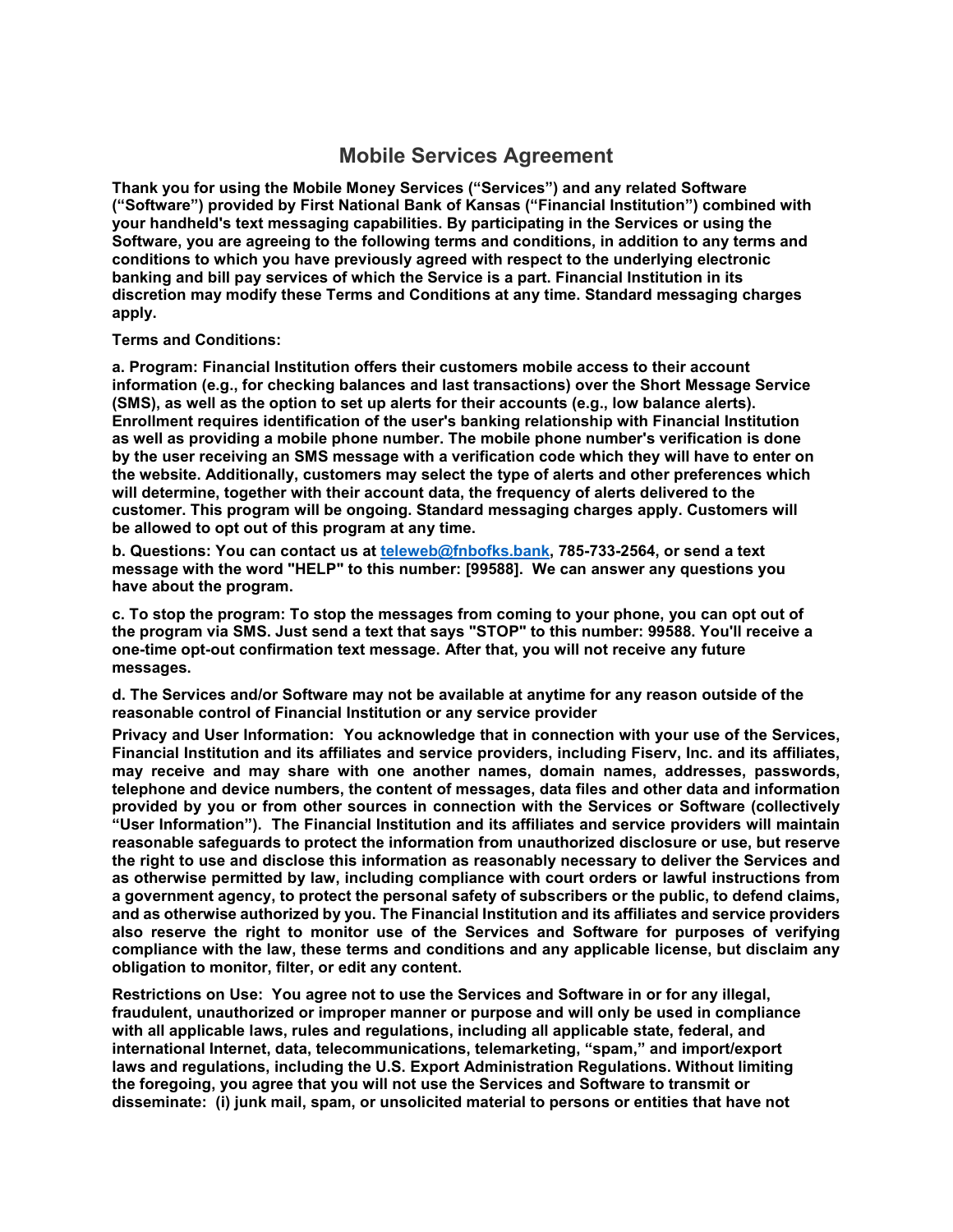# Mobile Services Agreement

**Thank you for using the Mobile Money Services ("Services") and any related Software ("Software") provided by First National Bank of Kansas ("Financial Institution") combined with your handheld's text messaging capabilities. By participating in the Services or using the Software, you are agreeing to the following terms and conditions, in addition to any terms and conditions to which you have previously agreed with respect to the underlying electronic banking and bill pay services of which the Service is a part. Financial Institution in its discretion may modify these Terms and Conditions at any time. Standard messaging charges apply.**

**Terms and Conditions:**

**a. Program: Financial Institution offers their customers mobile access to their account information (e.g., for checking balances and last transactions) over the Short Message Service (SMS), as well as the option to set up alerts for their accounts (e.g., low balance alerts). Enrollment requires identification of the user's banking relationship with Financial Institution as well as providing a mobile phone number. The mobile phone number's verification is done by the user receiving an SMS message with a verification code which they will have to enter on the website. Additionally, customers may select the type of alerts and other preferences which will determine, together with their account data, the frequency of alerts delivered to the customer. This program will be ongoing. Standard messaging charges apply. Customers will be allowed to opt out of this program at any time.**

**b. Questions: You can contact us at teleweb@fnbofks.bank, 785-733-2564, or send a text message with the word "HELP" to this number: [99588]. We can answer any questions you have about the program.**

**c. To stop the program: To stop the messages from coming to your phone, you can opt out of the program via SMS. Just send a text that says "STOP" to this number: 99588. You'll receive a one-time opt-out confirmation text message. After that, you will not receive any future messages.**

**d. The Services and/or Software may not be available at anytime for any reason outside of the reasonable control of Financial Institution or any service provider**

**Privacy and User Information: You acknowledge that in connection with your use of the Services, Financial Institution and its affiliates and service providers, including Fiserv, Inc. and its affiliates, may receive and may share with one another names, domain names, addresses, passwords, telephone and device numbers, the content of messages, data files and other data and information provided by you or from other sources in connection with the Services or Software (collectively "User Information"). The Financial Institution and its affiliates and service providers will maintain reasonable safeguards to protect the information from unauthorized disclosure or use, but reserve the right to use and disclose this information as reasonably necessary to deliver the Services and as otherwise permitted by law, including compliance with court orders or lawful instructions from a government agency, to protect the personal safety of subscribers or the public, to defend claims, and as otherwise authorized by you. The Financial Institution and its affiliates and service providers also reserve the right to monitor use of the Services and Software for purposes of verifying compliance with the law, these terms and conditions and any applicable license, but disclaim any obligation to monitor, filter, or edit any content.**

**Restrictions on Use: You agree not to use the Services and Software in or for any illegal, fraudulent, unauthorized or improper manner or purpose and will only be used in compliance with all applicable laws, rules and regulations, including all applicable state, federal, and international Internet, data, telecommunications, telemarketing, "spam," and import/export laws and regulations, including the U.S. Export Administration Regulations. Without limiting the foregoing, you agree that you will not use the Services and Software to transmit or disseminate: (i) junk mail, spam, or unsolicited material to persons or entities that have not**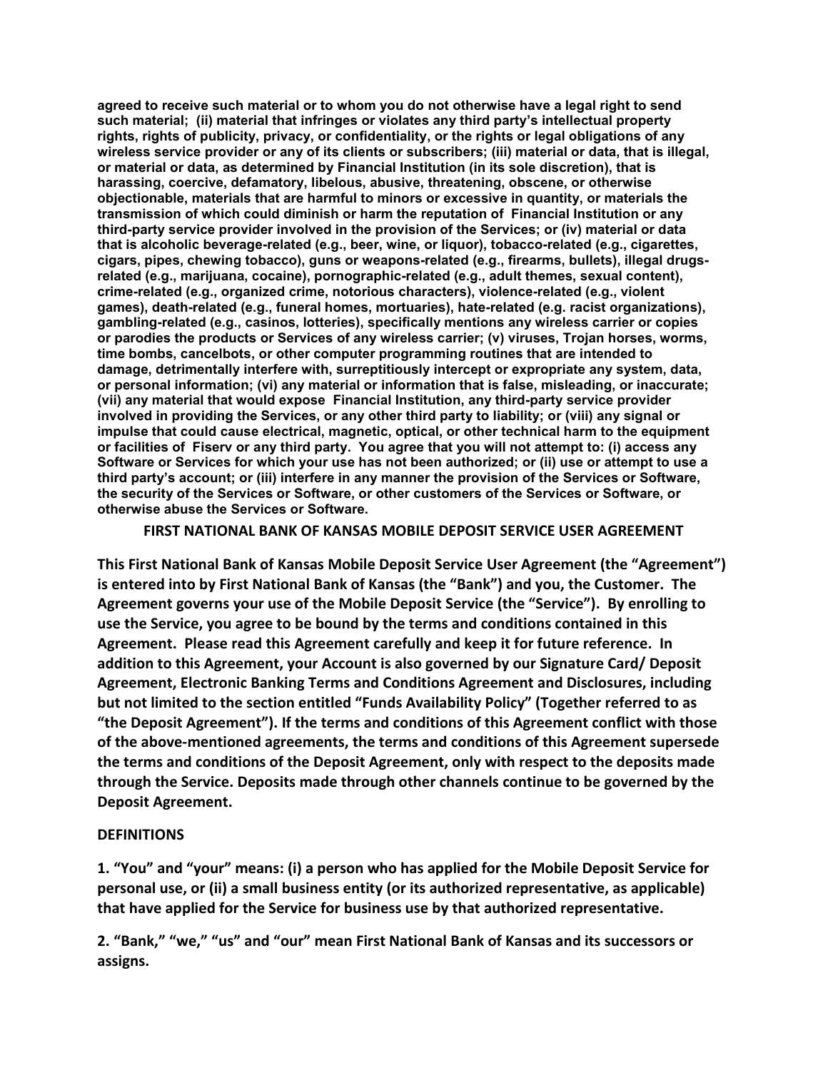**agreed to receive such material or to whom you do not otherwise have a legal right to send such material; (ii) material that infringes or violates any third party's intellectual property rights, rights of publicity, privacy, or confidentiality, or the rights or legal obligations of any wireless service provider or any of its clients or subscribers; (iii) material or data, that is illegal, or material or data, as determined by Financial Institution (in its sole discretion), that is harassing, coercive, defamatory, libelous, abusive, threatening, obscene, or otherwise objectionable, materials that are harmful to minors or excessive in quantity, or materials the transmission of which could diminish or harm the reputation of Financial Institution or any third-party service provider involved in the provision of the Services; or (iv) material or data that is alcoholic beverage-related (e.g., beer, wine, or liquor), tobacco-related (e.g., cigarettes, cigars, pipes, chewing tobacco), guns or weapons-related (e.g., firearms, bullets), illegal drugs-related (e.g., marijuana, cocaine), pornographic-related (e.g., adult themes, sexual content), crime-related (e.g., organized crime, notorious characters), violence-related (e.g., violent games), death-related (e.g., funeral homes, mortuaries), hate-related (e.g. racist organizations), gambling-related (e.g., casinos, lotteries), specifically mentions any wireless carrier or copies or parodies the products or Services of any wireless carrier; (v) viruses, Trojan horses, worms, time bombs, cancelbots, or other computer programming routines that are intended to damage, detrimentally interfere with, surreptitiously intercept or expropriate any system, data, or personal information; (vi) any material or information that is false, misleading, or inaccurate; (vii) any material that would expose Financial Institution, any third-party service provider involved in providing the Services, or any other third party to liability; or (viii) any signal or impulse that could cause electrical, magnetic, optical, or other technical harm to the equipment or facilities of Fiserv or any third party. You agree that you will not attempt to: (i) access any Software or Services for which your use has not been authorized; or (ii) use or attempt to use a third party's account; or (iii) interfere in any manner the provision of the Services or Software, the security of the Services or Software, or other customers of the Services or Software, or otherwise abuse the Services or Software.**

## FIRST NATIONAL BANK OF KANSAS MOBILE DEPOSIT SERVICE USER AGREEMENT

**This First National Bank of Kansas Mobile Deposit Service User Agreement (the "Agreement") is entered into by First National Bank of Kansas (the "Bank") and you, the Customer. The Agreement governs your use of the Mobile Deposit Service (the "Service"). By enrolling to use the Service, you agree to be bound by the terms and conditions contained in this Agreement. Please read this Agreement carefully and keep it for future reference. In addition to this Agreement, your Account is also governed by our Signature Card/ Deposit Agreement, Electronic Banking Terms and Conditions Agreement and Disclosures, including but not limited to the section entitled "Funds Availability Policy" (Together referred to as "the Deposit Agreement"). If the terms and conditions of this Agreement conflict with those of the above-mentioned agreements, the terms and conditions of this Agreement supersede the terms and conditions of the Deposit Agreement, only with respect to the deposits made through the Service. Deposits made through other channels continue to be governed by the Deposit Agreement.**

### DEFINITIONS

**1. "You" and "your" means: (i) a person who has applied for the Mobile Deposit Service for personal use, or (ii) a small business entity (or its authorized representative, as applicable) that have applied for the Service for business use by that authorized representative.**

**2. "Bank," "we," "us" and "our" mean First National Bank of Kansas and its successors or assigns.**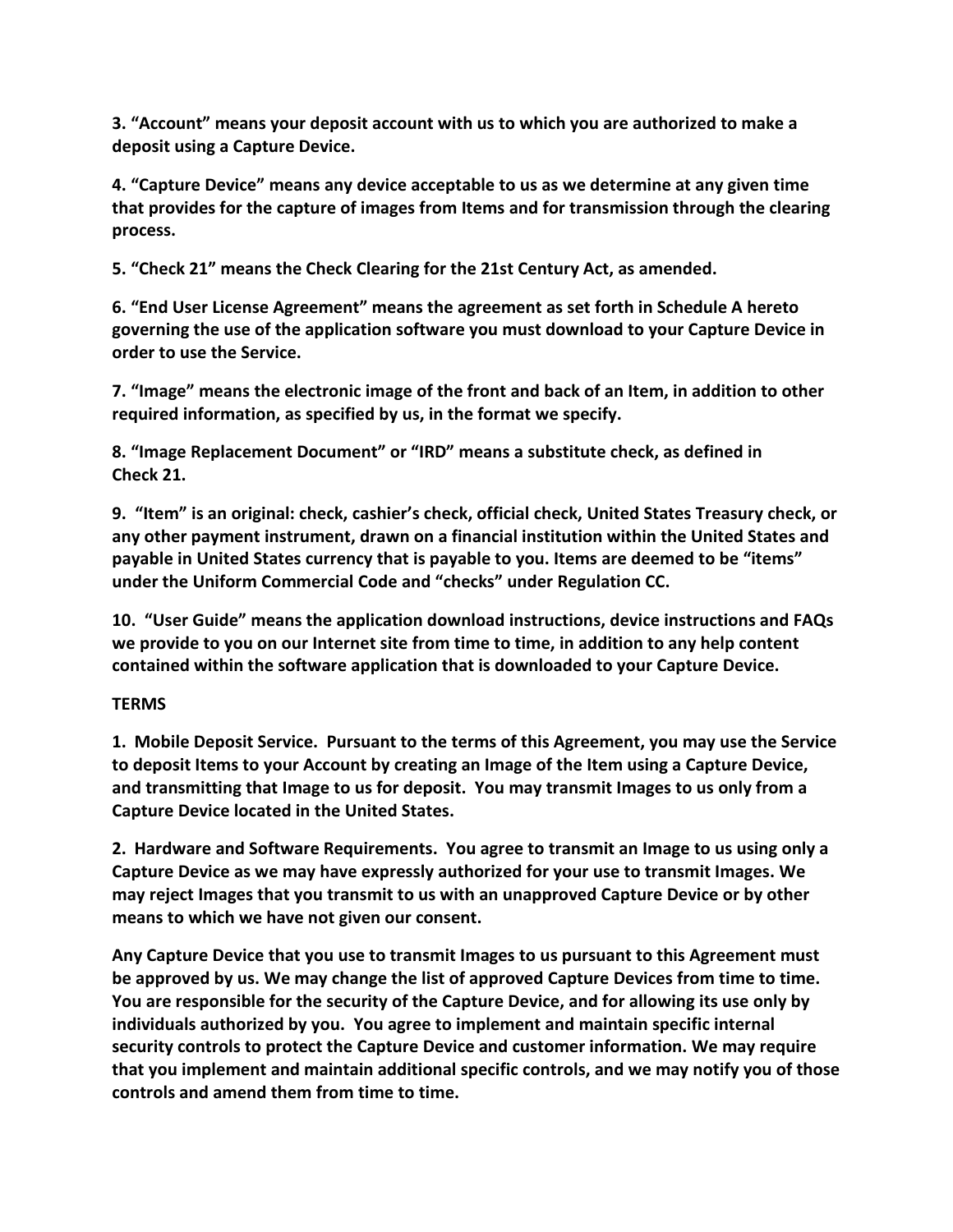**3. “Account” means your deposit account with us to which you are authorized to make a deposit using a Capture Device.**

**4. “Capture Device” means any device acceptable to us as we determine at any given time that provides for the capture of images from Items and for transmission through the clearing process.**

**5. “Check 21” means the Check Clearing for the 21st Century Act, as amended.**

**6. “End User License Agreement” means the agreement as set forth in Schedule A hereto governing the use of the application software you must download to your Capture Device in order to use the Service.**

**7. “Image” means the electronic image of the front and back of an Item, in addition to other required information, as specified by us, in the format we specify.**

**8. “Image Replacement Document” or “IRD” means a substitute check, as defined in Check 21.**

**9. “Item” is an original: check, cashier’s check, official check, United States Treasury check, or any other payment instrument, drawn on a financial institution within the United States and payable in United States currency that is payable to you. Items are deemed to be “items” under the Uniform Commercial Code and “checks” under Regulation CC.**

**10. “User Guide” means the application download instructions, device instructions and FAQs we provide to you on our Internet site from time to time, in addition to any help content contained within the software application that is downloaded to your Capture Device.**

**TERMS**

**1. Mobile Deposit Service. Pursuant to the terms of this Agreement, you may use the Service to deposit Items to your Account by creating an Image of the Item using a Capture Device, and transmitting that Image to us for deposit. You may transmit Images to us only from a Capture Device located in the United States.**

**2. Hardware and Software Requirements. You agree to transmit an Image to us using only a Capture Device as we may have expressly authorized for your use to transmit Images. We may reject Images that you transmit to us with an unapproved Capture Device or by other means to which we have not given our consent.**

**Any Capture Device that you use to transmit Images to us pursuant to this Agreement must be approved by us. We may change the list of approved Capture Devices from time to time. You are responsible for the security of the Capture Device, and for allowing its use only by individuals authorized by you. You agree to implement and maintain specific internal security controls to protect the Capture Device and customer information. We may require that you implement and maintain additional specific controls, and we may notify you of those controls and amend them from time to time.**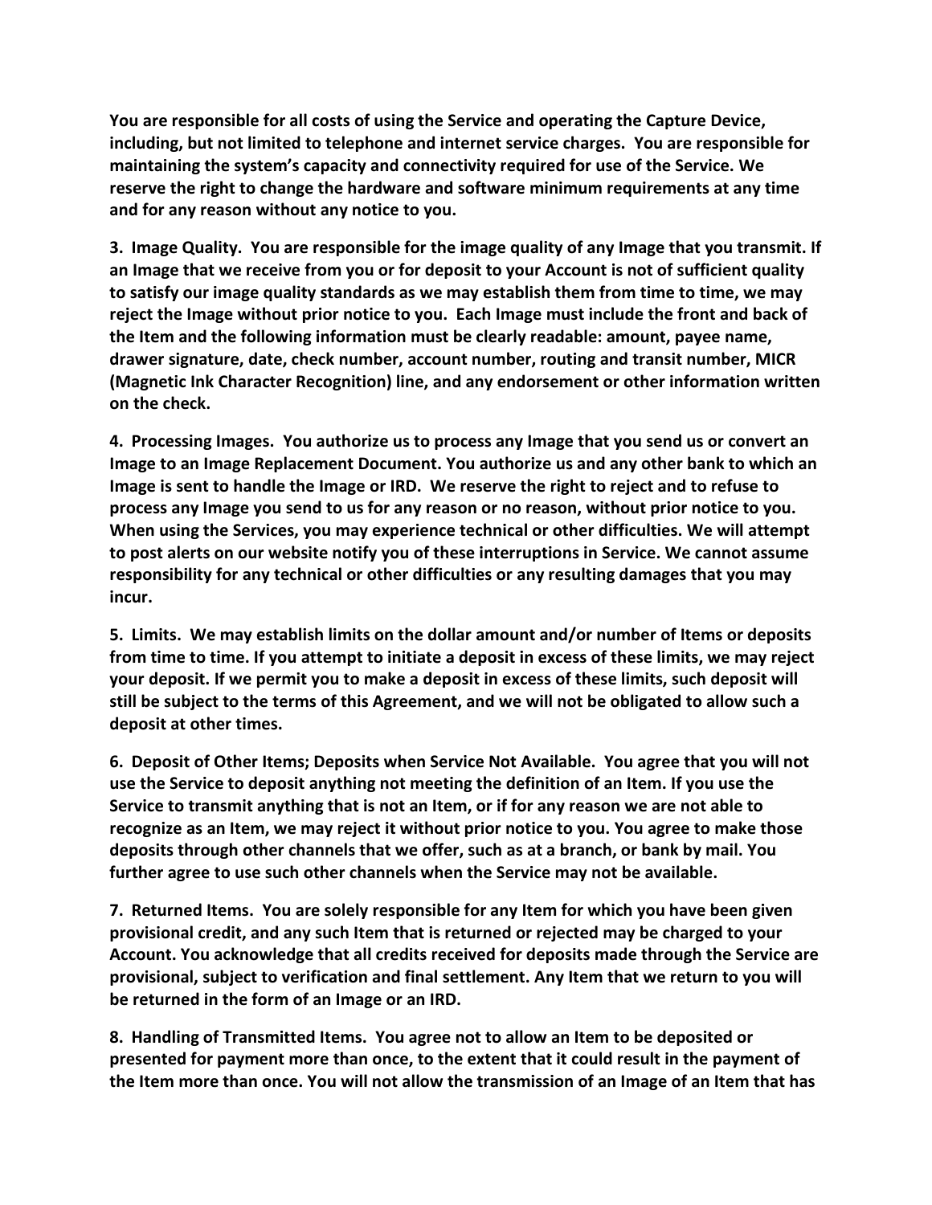**You are responsible for all costs of using the Service and operating the Capture Device, including, but not limited to telephone and internet service charges. You are responsible for maintaining the system's capacity and connectivity required for use of the Service. We reserve the right to change the hardware and software minimum requirements at any time and for any reason without any notice to you.**

**3. Image Quality. You are responsible for the image quality of any Image that you transmit. If an Image that we receive from you or for deposit to your Account is not of sufficient quality to satisfy our image quality standards as we may establish them from time to time, we may reject the Image without prior notice to you. Each Image must include the front and back of the Item and the following information must be clearly readable: amount, payee name, drawer signature, date, check number, account number, routing and transit number, MICR (Magnetic Ink Character Recognition) line, and any endorsement or other information written on the check.**

**4. Processing Images. You authorize us to process any Image that you send us or convert an Image to an Image Replacement Document. You authorize us and any other bank to which an Image is sent to handle the Image or IRD. We reserve the right to reject and to refuse to process any Image you send to us for any reason or no reason, without prior notice to you. When using the Services, you may experience technical or other difficulties. We will attempt to post alerts on our website notify you of these interruptions in Service. We cannot assume responsibility for any technical or other difficulties or any resulting damages that you may incur.**

**5. Limits. We may establish limits on the dollar amount and/or number of Items or deposits from time to time. If you attempt to initiate a deposit in excess of these limits, we may reject your deposit. If we permit you to make a deposit in excess of these limits, such deposit will still be subject to the terms of this Agreement, and we will not be obligated to allow such a deposit at other times.**

**6. Deposit of Other Items; Deposits when Service Not Available. You agree that you will not use the Service to deposit anything not meeting the definition of an Item. If you use the Service to transmit anything that is not an Item, or if for any reason we are not able to recognize as an Item, we may reject it without prior notice to you. You agree to make those deposits through other channels that we offer, such as at a branch, or bank by mail. You further agree to use such other channels when the Service may not be available.**

**7. Returned Items. You are solely responsible for any Item for which you have been given provisional credit, and any such Item that is returned or rejected may be charged to your Account. You acknowledge that all credits received for deposits made through the Service are provisional, subject to verification and final settlement. Any Item that we return to you will be returned in the form of an Image or an IRD.**

**8. Handling of Transmitted Items. You agree not to allow an Item to be deposited or presented for payment more than once, to the extent that it could result in the payment of the Item more than once. You will not allow the transmission of an Image of an Item that has**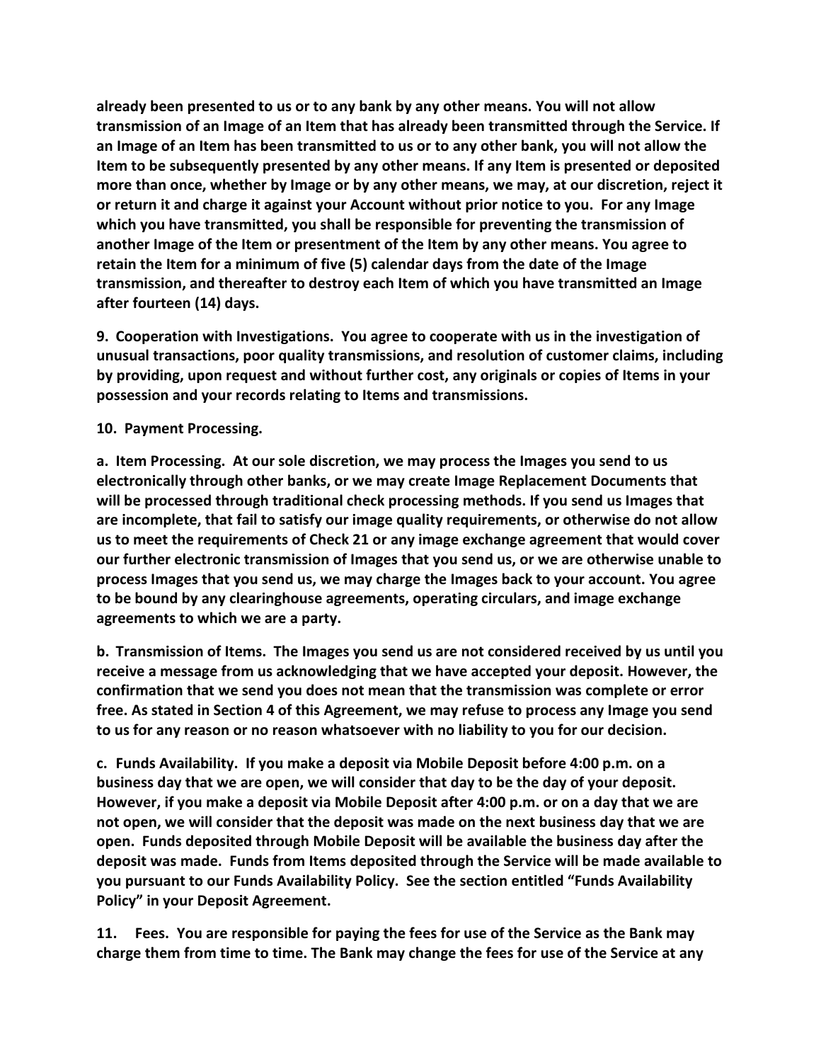**already been presented to us or to any bank by any other means. You will not allow transmission of an Image of an Item that has already been transmitted through the Service. If an Image of an Item has been transmitted to us or to any other bank, you will not allow the Item to be subsequently presented by any other means. If any Item is presented or deposited more than once, whether by Image or by any other means, we may, at our discretion, reject it or return it and charge it against your Account without prior notice to you. For any Image which you have transmitted, you shall be responsible for preventing the transmission of another Image of the Item or presentment of the Item by any other means. You agree to retain the Item for a minimum of five (5) calendar days from the date of the Image transmission, and thereafter to destroy each Item of which you have transmitted an Image after fourteen (14) days.**

**9. Cooperation with Investigations. You agree to cooperate with us in the investigation of unusual transactions, poor quality transmissions, and resolution of customer claims, including by providing, upon request and without further cost, any originals or copies of Items in your possession and your records relating to Items and transmissions.**

**10. Payment Processing.**

**a. Item Processing. At our sole discretion, we may process the Images you send to us electronically through other banks, or we may create Image Replacement Documents that will be processed through traditional check processing methods. If you send us Images that are incomplete, that fail to satisfy our image quality requirements, or otherwise do not allow us to meet the requirements of Check 21 or any image exchange agreement that would cover our further electronic transmission of Images that you send us, or we are otherwise unable to process Images that you send us, we may charge the Images back to your account. You agree to be bound by any clearinghouse agreements, operating circulars, and image exchange agreements to which we are a party.**

**b. Transmission of Items. The Images you send us are not considered received by us until you receive a message from us acknowledging that we have accepted your deposit. However, the confirmation that we send you does not mean that the transmission was complete or error free. As stated in Section 4 of this Agreement, we may refuse to process any Image you send to us for any reason or no reason whatsoever with no liability to you for our decision.**

**c. Funds Availability. If you make a deposit via Mobile Deposit before 4:00 p.m. on a business day that we are open, we will consider that day to be the day of your deposit. However, if you make a deposit via Mobile Deposit after 4:00 p.m. or on a day that we are not open, we will consider that the deposit was made on the next business day that we are open. Funds deposited through Mobile Deposit will be available the business day after the deposit was made. Funds from Items deposited through the Service will be made available to you pursuant to our Funds Availability Policy. See the section entitled "Funds Availability Policy" in your Deposit Agreement.**

**11. Fees. You are responsible for paying the fees for use of the Service as the Bank may charge them from time to time. The Bank may change the fees for use of the Service at any**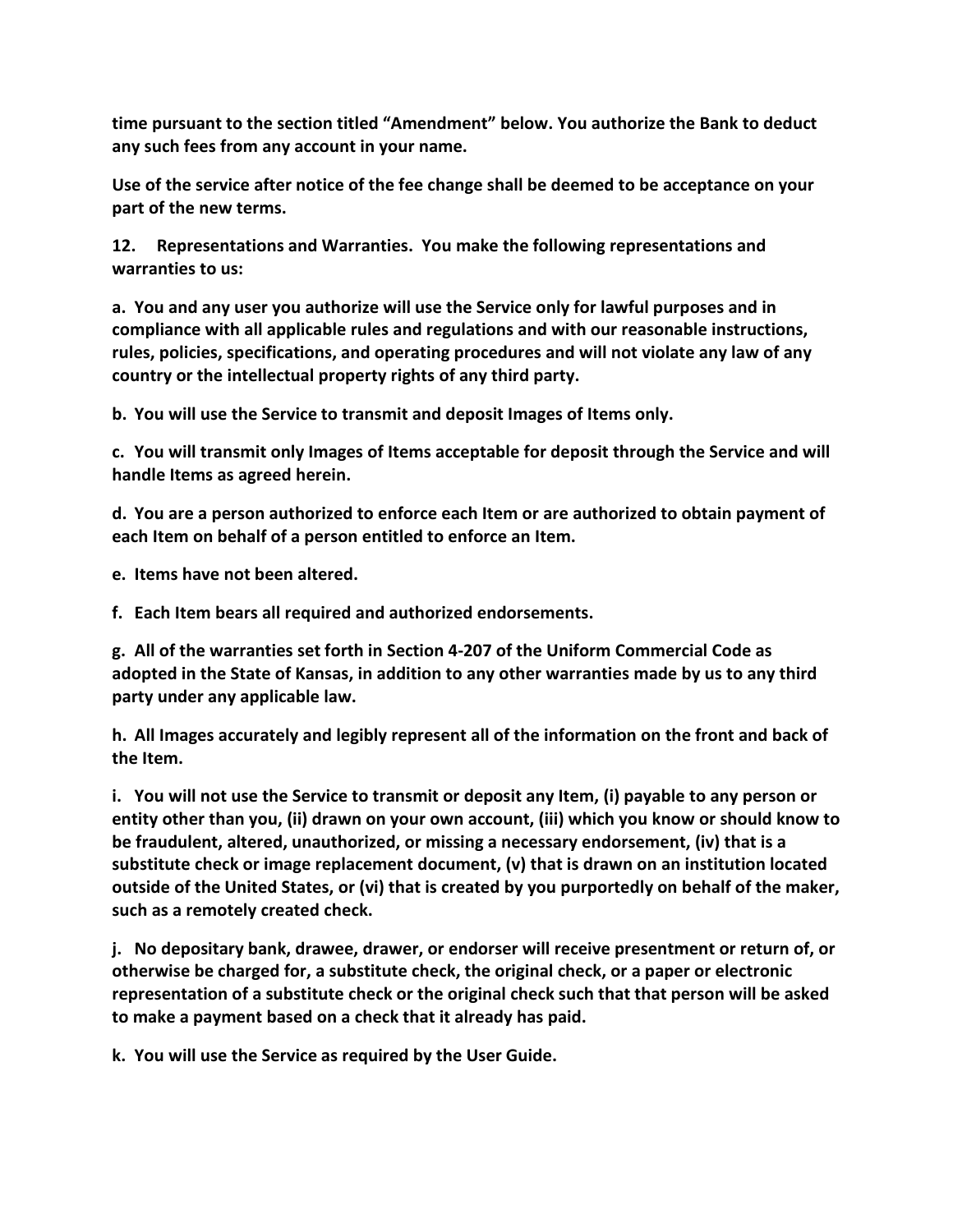**time pursuant to the section titled "Amendment" below. You authorize the Bank to deduct any such fees from any account in your name.**

**Use of the service after notice of the fee change shall be deemed to be acceptance on your part of the new terms.**

**12. Representations and Warranties. You make the following representations and warranties to us:**

**a. You and any user you authorize will use the Service only for lawful purposes and in compliance with all applicable rules and regulations and with our reasonable instructions, rules, policies, specifications, and operating procedures and will not violate any law of any country or the intellectual property rights of any third party.**

**b. You will use the Service to transmit and deposit Images of Items only.**

**c. You will transmit only Images of Items acceptable for deposit through the Service and will handle Items as agreed herein.**

**d. You are a person authorized to enforce each Item or are authorized to obtain payment of each Item on behalf of a person entitled to enforce an Item.**

**e. Items have not been altered.**

**f. Each Item bears all required and authorized endorsements.**

**g. All of the warranties set forth in Section 4-207 of the Uniform Commercial Code as adopted in the State of Kansas, in addition to any other warranties made by us to any third party under any applicable law.**

**h. All Images accurately and legibly represent all of the information on the front and back of the Item.**

**i. You will not use the Service to transmit or deposit any Item, (i) payable to any person or entity other than you, (ii) drawn on your own account, (iii) which you know or should know to be fraudulent, altered, unauthorized, or missing a necessary endorsement, (iv) that is a substitute check or image replacement document, (v) that is drawn on an institution located outside of the United States, or (vi) that is created by you purportedly on behalf of the maker, such as a remotely created check.**

**j. No depositary bank, drawee, drawer, or endorser will receive presentment or return of, or otherwise be charged for, a substitute check, the original check, or a paper or electronic representation of a substitute check or the original check such that that person will be asked to make a payment based on a check that it already has paid.**

**k. You will use the Service as required by the User Guide.**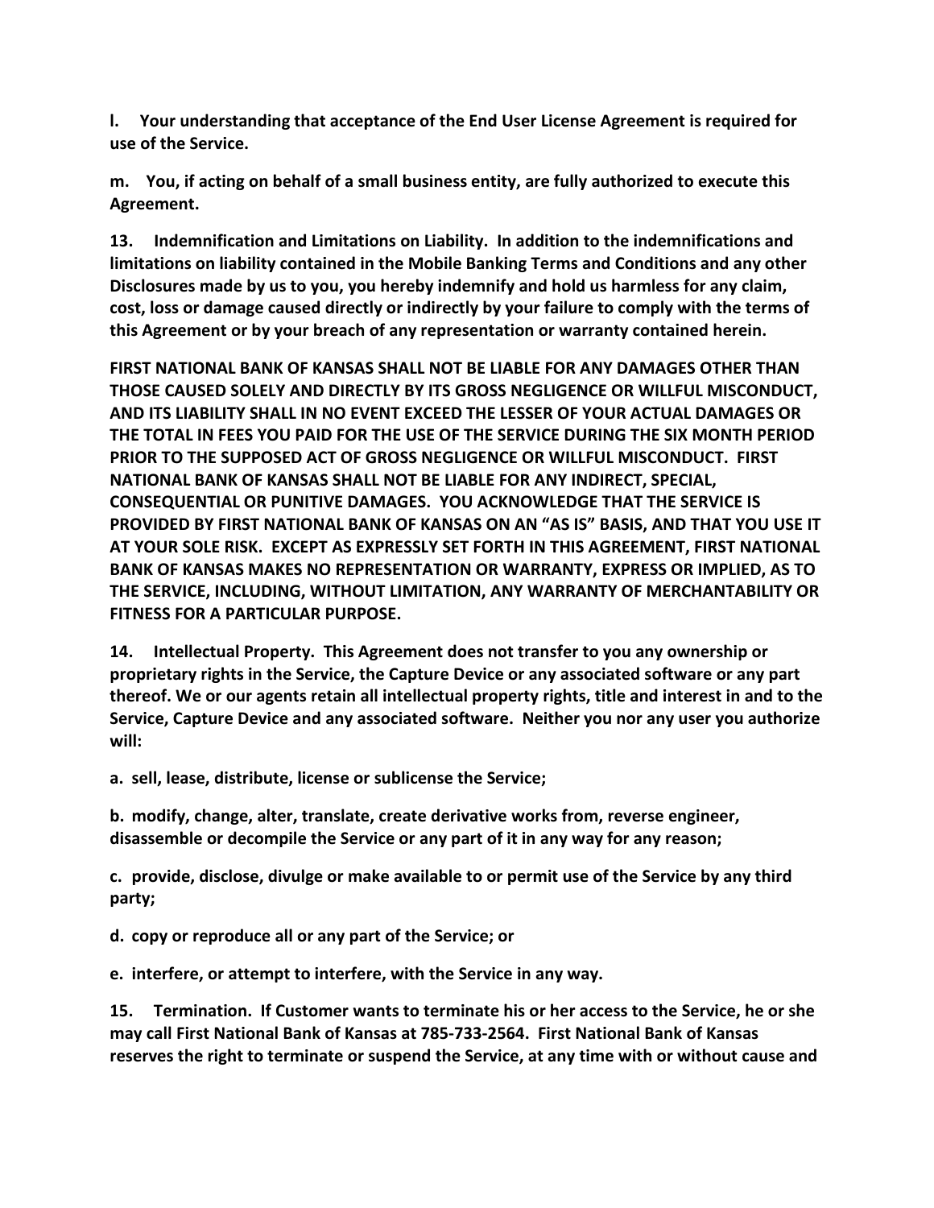**l. Your understanding that acceptance of the End User License Agreement is required for use of the Service.**

**m. You, if acting on behalf of a small business entity, are fully authorized to execute this Agreement.**

**13. Indemnification and Limitations on Liability. In addition to the indemnifications and limitations on liability contained in the Mobile Banking Terms and Conditions and any other Disclosures made by us to you, you hereby indemnify and hold us harmless for any claim, cost, loss or damage caused directly or indirectly by your failure to comply with the terms of this Agreement or by your breach of any representation or warranty contained herein.**

**FIRST NATIONAL BANK OF KANSAS SHALL NOT BE LIABLE FOR ANY DAMAGES OTHER THAN THOSE CAUSED SOLELY AND DIRECTLY BY ITS GROSS NEGLIGENCE OR WILLFUL MISCONDUCT, AND ITS LIABILITY SHALL IN NO EVENT EXCEED THE LESSER OF YOUR ACTUAL DAMAGES OR THE TOTAL IN FEES YOU PAID FOR THE USE OF THE SERVICE DURING THE SIX MONTH PERIOD PRIOR TO THE SUPPOSED ACT OF GROSS NEGLIGENCE OR WILLFUL MISCONDUCT. FIRST NATIONAL BANK OF KANSAS SHALL NOT BE LIABLE FOR ANY INDIRECT, SPECIAL, CONSEQUENTIAL OR PUNITIVE DAMAGES. YOU ACKNOWLEDGE THAT THE SERVICE IS PROVIDED BY FIRST NATIONAL BANK OF KANSAS ON AN "AS IS" BASIS, AND THAT YOU USE IT AT YOUR SOLE RISK. EXCEPT AS EXPRESSLY SET FORTH IN THIS AGREEMENT, FIRST NATIONAL BANK OF KANSAS MAKES NO REPRESENTATION OR WARRANTY, EXPRESS OR IMPLIED, AS TO THE SERVICE, INCLUDING, WITHOUT LIMITATION, ANY WARRANTY OF MERCHANTABILITY OR FITNESS FOR A PARTICULAR PURPOSE.**

**14. Intellectual Property. This Agreement does not transfer to you any ownership or proprietary rights in the Service, the Capture Device or any associated software or any part thereof. We or our agents retain all intellectual property rights, title and interest in and to the Service, Capture Device and any associated software. Neither you nor any user you authorize will:**

**a. sell, lease, distribute, license or sublicense the Service;**

**b. modify, change, alter, translate, create derivative works from, reverse engineer, disassemble or decompile the Service or any part of it in any way for any reason;**

**c. provide, disclose, divulge or make available to or permit use of the Service by any third party;**

**d. copy or reproduce all or any part of the Service; or**

**e. interfere, or attempt to interfere, with the Service in any way.**

**15. Termination. If Customer wants to terminate his or her access to the Service, he or she may call First National Bank of Kansas at 785-733-2564. First National Bank of Kansas reserves the right to terminate or suspend the Service, at any time with or without cause and**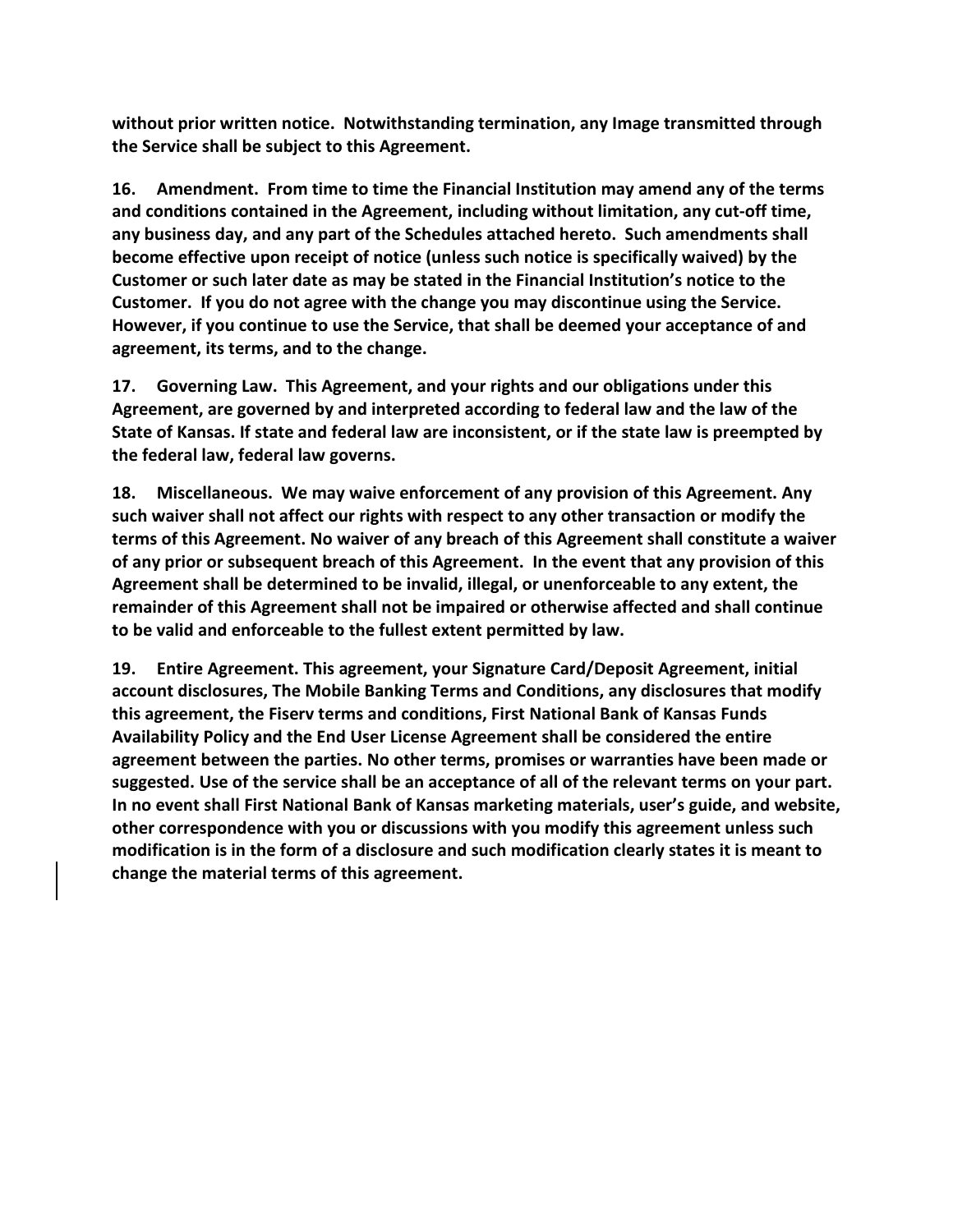**without prior written notice. Notwithstanding termination, any Image transmitted through the Service shall be subject to this Agreement.**

**16. Amendment. From time to time the Financial Institution may amend any of the terms and conditions contained in the Agreement, including without limitation, any cut-off time, any business day, and any part of the Schedules attached hereto. Such amendments shall become effective upon receipt of notice (unless such notice is specifically waived) by the Customer or such later date as may be stated in the Financial Institution's notice to the Customer. If you do not agree with the change you may discontinue using the Service. However, if you continue to use the Service, that shall be deemed your acceptance of and agreement, its terms, and to the change.**

**17. Governing Law. This Agreement, and your rights and our obligations under this Agreement, are governed by and interpreted according to federal law and the law of the State of Kansas. If state and federal law are inconsistent, or if the state law is preempted by the federal law, federal law governs.**

**18. Miscellaneous. We may waive enforcement of any provision of this Agreement. Any such waiver shall not affect our rights with respect to any other transaction or modify the terms of this Agreement. No waiver of any breach of this Agreement shall constitute a waiver of any prior or subsequent breach of this Agreement. In the event that any provision of this Agreement shall be determined to be invalid, illegal, or unenforceable to any extent, the remainder of this Agreement shall not be impaired or otherwise affected and shall continue to be valid and enforceable to the fullest extent permitted by law.**

**19. Entire Agreement. This agreement, your Signature Card/Deposit Agreement, initial account disclosures, The Mobile Banking Terms and Conditions, any disclosures that modify this agreement, the Fiserv terms and conditions, First National Bank of Kansas Funds Availability Policy and the End User License Agreement shall be considered the entire agreement between the parties. No other terms, promises or warranties have been made or suggested. Use of the service shall be an acceptance of all of the relevant terms on your part. In no event shall First National Bank of Kansas marketing materials, user's guide, and website, other correspondence with you or discussions with you modify this agreement unless such modification is in the form of a disclosure and such modification clearly states it is meant to change the material terms of this agreement.**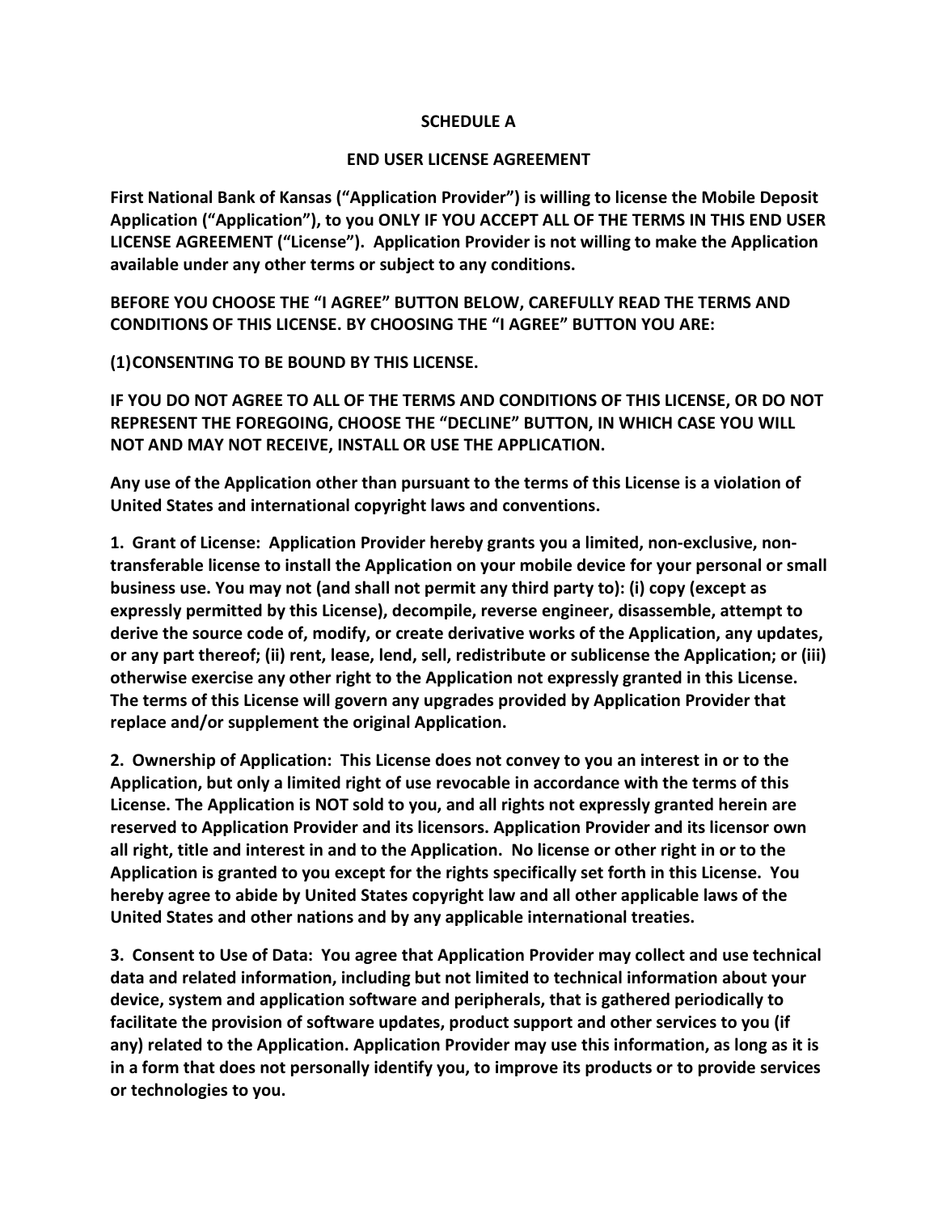## SCHEDULE A

## END USER LICENSE AGREEMENT

**First National Bank of Kansas (“Application Provider”) is willing to license the Mobile Deposit Application (“Application”), to you ONLY IF YOU ACCEPT ALL OF THE TERMS IN THIS END USER LICENSE AGREEMENT (“License”). Application Provider is not willing to make the Application available under any other terms or subject to any conditions.**

**BEFORE YOU CHOOSE THE “I AGREE” BUTTON BELOW, CAREFULLY READ THE TERMS AND CONDITIONS OF THIS LICENSE. BY CHOOSING THE “I AGREE” BUTTON YOU ARE:**

**(1) CONSENTING TO BE BOUND BY THIS LICENSE.**

**IF YOU DO NOT AGREE TO ALL OF THE TERMS AND CONDITIONS OF THIS LICENSE, OR DO NOT REPRESENT THE FOREGOING, CHOOSE THE “DECLINE” BUTTON, IN WHICH CASE YOU WILL NOT AND MAY NOT RECEIVE, INSTALL OR USE THE APPLICATION.**

**Any use of the Application other than pursuant to the terms of this License is a violation of United States and international copyright laws and conventions.**

**1. Grant of License: Application Provider hereby grants you a limited, non-exclusive, non-transferable license to install the Application on your mobile device for your personal or small business use. You may not (and shall not permit any third party to): (i) copy (except as expressly permitted by this License), decompile, reverse engineer, disassemble, attempt to derive the source code of, modify, or create derivative works of the Application, any updates, or any part thereof; (ii) rent, lease, lend, sell, redistribute or sublicense the Application; or (iii) otherwise exercise any other right to the Application not expressly granted in this License. The terms of this License will govern any upgrades provided by Application Provider that replace and/or supplement the original Application.**

**2. Ownership of Application: This License does not convey to you an interest in or to the Application, but only a limited right of use revocable in accordance with the terms of this License. The Application is NOT sold to you, and all rights not expressly granted herein are reserved to Application Provider and its licensors. Application Provider and its licensor own all right, title and interest in and to the Application. No license or other right in or to the Application is granted to you except for the rights specifically set forth in this License. You hereby agree to abide by United States copyright law and all other applicable laws of the United States and other nations and by any applicable international treaties.**

**3. Consent to Use of Data: You agree that Application Provider may collect and use technical data and related information, including but not limited to technical information about your device, system and application software and peripherals, that is gathered periodically to facilitate the provision of software updates, product support and other services to you (if any) related to the Application. Application Provider may use this information, as long as it is in a form that does not personally identify you, to improve its products or to provide services or technologies to you.**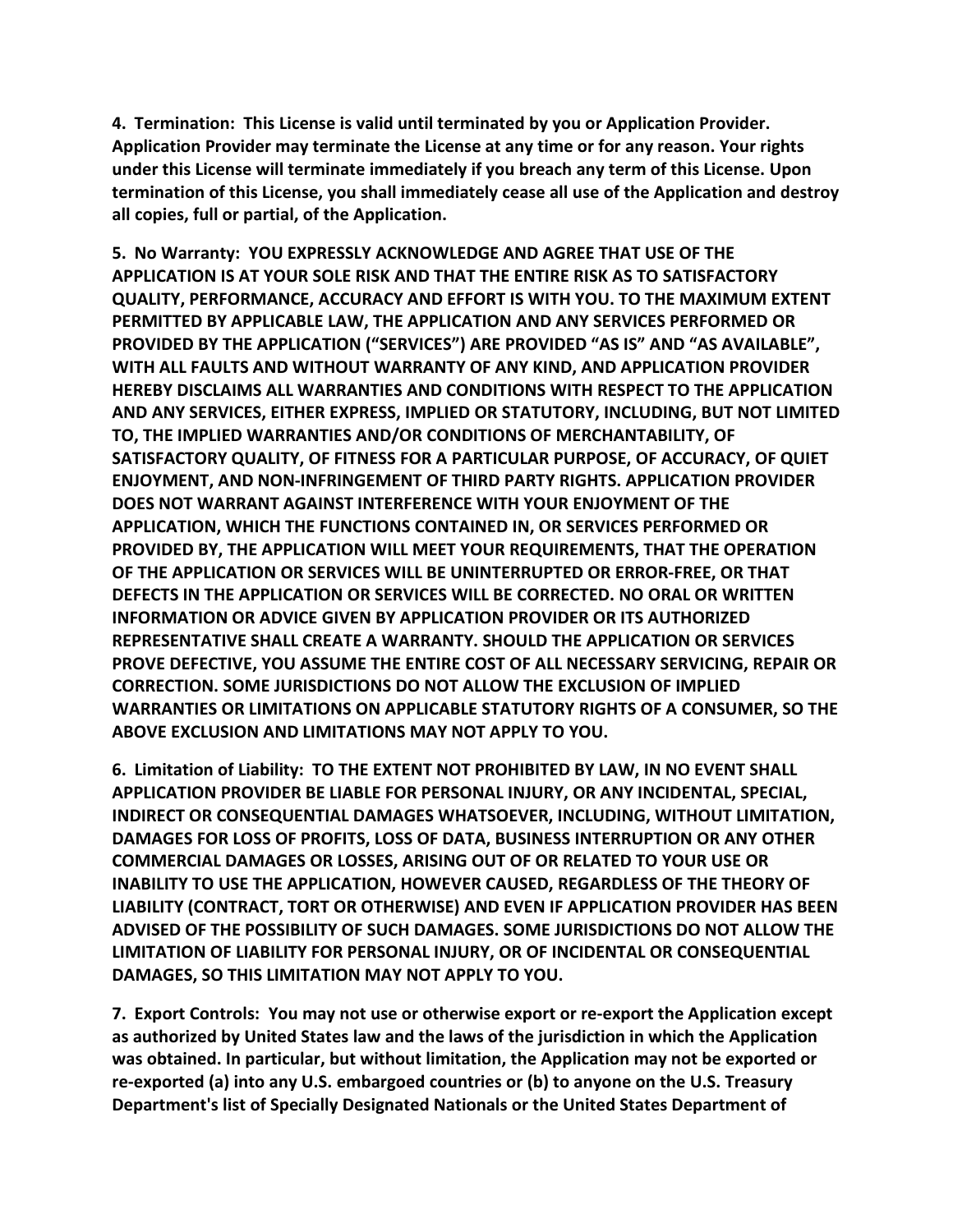**4. Termination: This License is valid until terminated by you or Application Provider. Application Provider may terminate the License at any time or for any reason. Your rights under this License will terminate immediately if you breach any term of this License. Upon termination of this License, you shall immediately cease all use of the Application and destroy all copies, full or partial, of the Application.**

**5. No Warranty: YOU EXPRESSLY ACKNOWLEDGE AND AGREE THAT USE OF THE APPLICATION IS AT YOUR SOLE RISK AND THAT THE ENTIRE RISK AS TO SATISFACTORY QUALITY, PERFORMANCE, ACCURACY AND EFFORT IS WITH YOU. TO THE MAXIMUM EXTENT PERMITTED BY APPLICABLE LAW, THE APPLICATION AND ANY SERVICES PERFORMED OR PROVIDED BY THE APPLICATION ("SERVICES") ARE PROVIDED "AS IS" AND "AS AVAILABLE", WITH ALL FAULTS AND WITHOUT WARRANTY OF ANY KIND, AND APPLICATION PROVIDER HEREBY DISCLAIMS ALL WARRANTIES AND CONDITIONS WITH RESPECT TO THE APPLICATION AND ANY SERVICES, EITHER EXPRESS, IMPLIED OR STATUTORY, INCLUDING, BUT NOT LIMITED TO, THE IMPLIED WARRANTIES AND/OR CONDITIONS OF MERCHANTABILITY, OF SATISFACTORY QUALITY, OF FITNESS FOR A PARTICULAR PURPOSE, OF ACCURACY, OF QUIET ENJOYMENT, AND NON-INFRINGEMENT OF THIRD PARTY RIGHTS. APPLICATION PROVIDER DOES NOT WARRANT AGAINST INTERFERENCE WITH YOUR ENJOYMENT OF THE APPLICATION, WHICH THE FUNCTIONS CONTAINED IN, OR SERVICES PERFORMED OR PROVIDED BY, THE APPLICATION WILL MEET YOUR REQUIREMENTS, THAT THE OPERATION OF THE APPLICATION OR SERVICES WILL BE UNINTERRUPTED OR ERROR-FREE, OR THAT DEFECTS IN THE APPLICATION OR SERVICES WILL BE CORRECTED. NO ORAL OR WRITTEN INFORMATION OR ADVICE GIVEN BY APPLICATION PROVIDER OR ITS AUTHORIZED REPRESENTATIVE SHALL CREATE A WARRANTY. SHOULD THE APPLICATION OR SERVICES PROVE DEFECTIVE, YOU ASSUME THE ENTIRE COST OF ALL NECESSARY SERVICING, REPAIR OR CORRECTION. SOME JURISDICTIONS DO NOT ALLOW THE EXCLUSION OF IMPLIED WARRANTIES OR LIMITATIONS ON APPLICABLE STATUTORY RIGHTS OF A CONSUMER, SO THE ABOVE EXCLUSION AND LIMITATIONS MAY NOT APPLY TO YOU.**

**6. Limitation of Liability: TO THE EXTENT NOT PROHIBITED BY LAW, IN NO EVENT SHALL APPLICATION PROVIDER BE LIABLE FOR PERSONAL INJURY, OR ANY INCIDENTAL, SPECIAL, INDIRECT OR CONSEQUENTIAL DAMAGES WHATSOEVER, INCLUDING, WITHOUT LIMITATION, DAMAGES FOR LOSS OF PROFITS, LOSS OF DATA, BUSINESS INTERRUPTION OR ANY OTHER COMMERCIAL DAMAGES OR LOSSES, ARISING OUT OF OR RELATED TO YOUR USE OR INABILITY TO USE THE APPLICATION, HOWEVER CAUSED, REGARDLESS OF THE THEORY OF LIABILITY (CONTRACT, TORT OR OTHERWISE) AND EVEN IF APPLICATION PROVIDER HAS BEEN ADVISED OF THE POSSIBILITY OF SUCH DAMAGES. SOME JURISDICTIONS DO NOT ALLOW THE LIMITATION OF LIABILITY FOR PERSONAL INJURY, OR OF INCIDENTAL OR CONSEQUENTIAL DAMAGES, SO THIS LIMITATION MAY NOT APPLY TO YOU.**

**7. Export Controls: You may not use or otherwise export or re-export the Application except as authorized by United States law and the laws of the jurisdiction in which the Application was obtained. In particular, but without limitation, the Application may not be exported or re-exported (a) into any U.S. embargoed countries or (b) to anyone on the U.S. Treasury Department's list of Specially Designated Nationals or the United States Department of**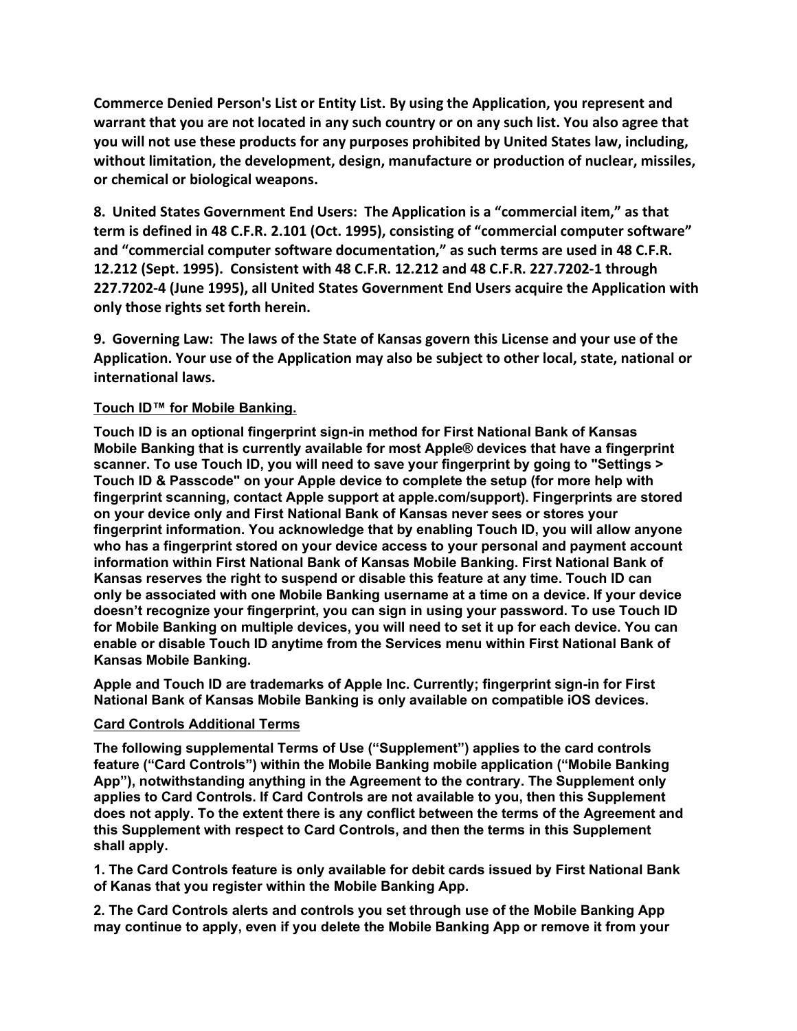**Commerce Denied Person's List or Entity List. By using the Application, you represent and warrant that you are not located in any such country or on any such list. You also agree that you will not use these products for any purposes prohibited by United States law, including, without limitation, the development, design, manufacture or production of nuclear, missiles, or chemical or biological weapons.**

**8. United States Government End Users: The Application is a "commercial item," as that term is defined in 48 C.F.R. 2.101 (Oct. 1995), consisting of "commercial computer software" and "commercial computer software documentation," as such terms are used in 48 C.F.R. 12.212 (Sept. 1995). Consistent with 48 C.F.R. 12.212 and 48 C.F.R. 227.7202-1 through 227.7202-4 (June 1995), all United States Government End Users acquire the Application with only those rights set forth herein.**

**9. Governing Law: The laws of the State of Kansas govern this License and your use of the Application. Your use of the Application may also be subject to other local, state, national or international laws.**

**Touch ID™ for Mobile Banking.**

**Touch ID is an optional fingerprint sign-in method for First National Bank of Kansas Mobile Banking that is currently available for most Apple® devices that have a fingerprint scanner. To use Touch ID, you will need to save your fingerprint by going to "Settings > Touch ID & Passcode" on your Apple device to complete the setup (for more help with fingerprint scanning, contact Apple support at apple.com/support). Fingerprints are stored on your device only and First National Bank of Kansas never sees or stores your fingerprint information. You acknowledge that by enabling Touch ID, you will allow anyone who has a fingerprint stored on your device access to your personal and payment account information within First National Bank of Kansas Mobile Banking. First National Bank of Kansas reserves the right to suspend or disable this feature at any time. Touch ID can only be associated with one Mobile Banking username at a time on a device. If your device doesn't recognize your fingerprint, you can sign in using your password. To use Touch ID for Mobile Banking on multiple devices, you will need to set it up for each device. You can enable or disable Touch ID anytime from the Services menu within First National Bank of Kansas Mobile Banking.**

**Apple and Touch ID are trademarks of Apple Inc. Currently; fingerprint sign-in for First National Bank of Kansas Mobile Banking is only available on compatible iOS devices.**

**Card Controls Additional Terms**

**The following supplemental Terms of Use ("Supplement") applies to the card controls feature ("Card Controls") within the Mobile Banking mobile application ("Mobile Banking App"), notwithstanding anything in the Agreement to the contrary. The Supplement only applies to Card Controls. If Card Controls are not available to you, then this Supplement does not apply. To the extent there is any conflict between the terms of the Agreement and this Supplement with respect to Card Controls, and then the terms in this Supplement shall apply.**

**1. The Card Controls feature is only available for debit cards issued by First National Bank of Kanas that you register within the Mobile Banking App.**

**2. The Card Controls alerts and controls you set through use of the Mobile Banking App may continue to apply, even if you delete the Mobile Banking App or remove it from your**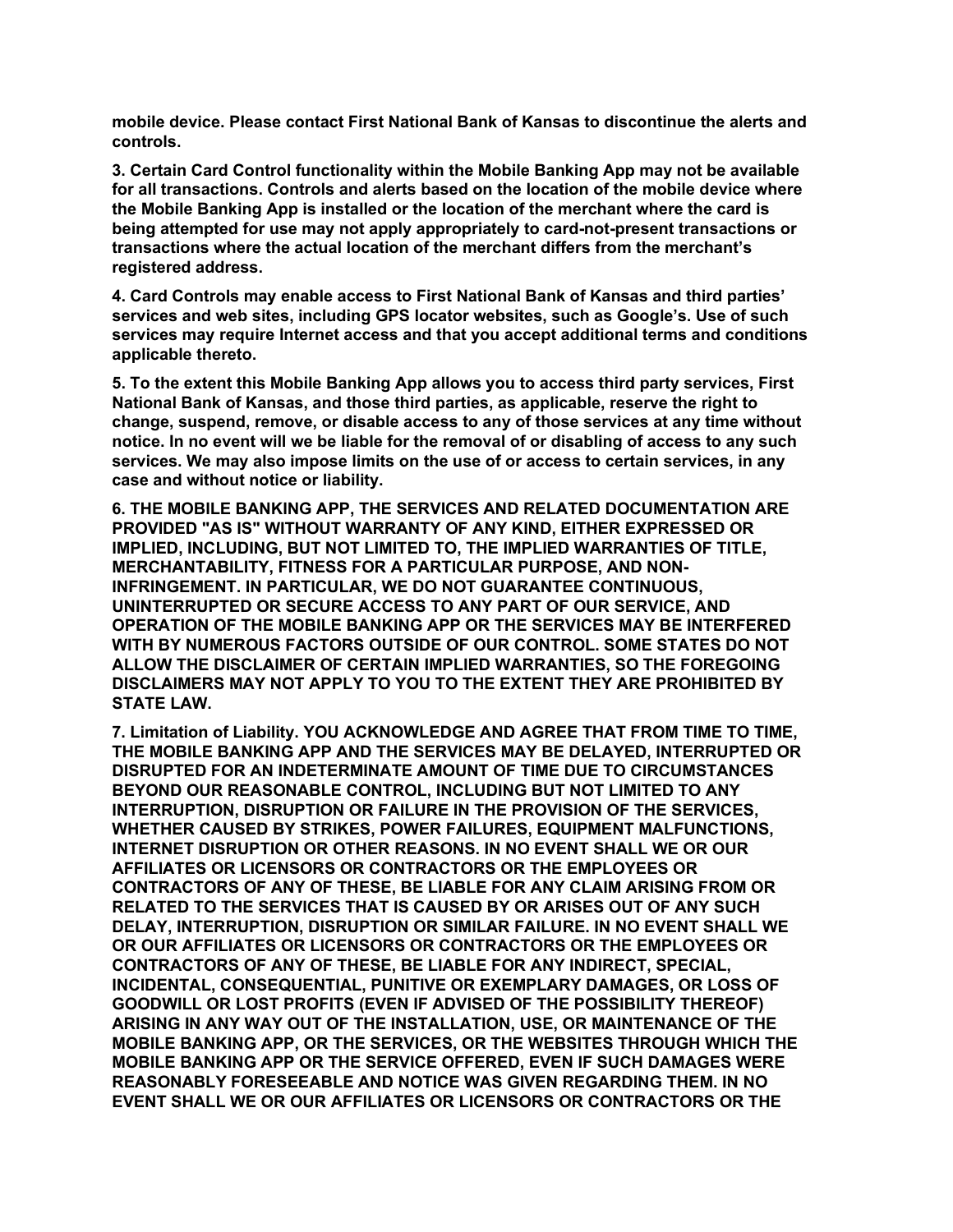**mobile device. Please contact First National Bank of Kansas to discontinue the alerts and controls.**

**3. Certain Card Control functionality within the Mobile Banking App may not be available for all transactions. Controls and alerts based on the location of the mobile device where the Mobile Banking App is installed or the location of the merchant where the card is being attempted for use may not apply appropriately to card-not-present transactions or transactions where the actual location of the merchant differs from the merchant's registered address.**

**4. Card Controls may enable access to First National Bank of Kansas and third parties' services and web sites, including GPS locator websites, such as Google's. Use of such services may require Internet access and that you accept additional terms and conditions applicable thereto.**

**5. To the extent this Mobile Banking App allows you to access third party services, First National Bank of Kansas, and those third parties, as applicable, reserve the right to change, suspend, remove, or disable access to any of those services at any time without notice. In no event will we be liable for the removal of or disabling of access to any such services. We may also impose limits on the use of or access to certain services, in any case and without notice or liability.**

**6. THE MOBILE BANKING APP, THE SERVICES AND RELATED DOCUMENTATION ARE PROVIDED "AS IS" WITHOUT WARRANTY OF ANY KIND, EITHER EXPRESSED OR IMPLIED, INCLUDING, BUT NOT LIMITED TO, THE IMPLIED WARRANTIES OF TITLE, MERCHANTABILITY, FITNESS FOR A PARTICULAR PURPOSE, AND NON-INFRINGEMENT. IN PARTICULAR, WE DO NOT GUARANTEE CONTINUOUS, UNINTERRUPTED OR SECURE ACCESS TO ANY PART OF OUR SERVICE, AND OPERATION OF THE MOBILE BANKING APP OR THE SERVICES MAY BE INTERFERED WITH BY NUMEROUS FACTORS OUTSIDE OF OUR CONTROL. SOME STATES DO NOT ALLOW THE DISCLAIMER OF CERTAIN IMPLIED WARRANTIES, SO THE FOREGOING DISCLAIMERS MAY NOT APPLY TO YOU TO THE EXTENT THEY ARE PROHIBITED BY STATE LAW.**

**7. Limitation of Liability. YOU ACKNOWLEDGE AND AGREE THAT FROM TIME TO TIME, THE MOBILE BANKING APP AND THE SERVICES MAY BE DELAYED, INTERRUPTED OR DISRUPTED FOR AN INDETERMINATE AMOUNT OF TIME DUE TO CIRCUMSTANCES BEYOND OUR REASONABLE CONTROL, INCLUDING BUT NOT LIMITED TO ANY INTERRUPTION, DISRUPTION OR FAILURE IN THE PROVISION OF THE SERVICES, WHETHER CAUSED BY STRIKES, POWER FAILURES, EQUIPMENT MALFUNCTIONS, INTERNET DISRUPTION OR OTHER REASONS. IN NO EVENT SHALL WE OR OUR AFFILIATES OR LICENSORS OR CONTRACTORS OR THE EMPLOYEES OR CONTRACTORS OF ANY OF THESE, BE LIABLE FOR ANY CLAIM ARISING FROM OR RELATED TO THE SERVICES THAT IS CAUSED BY OR ARISES OUT OF ANY SUCH DELAY, INTERRUPTION, DISRUPTION OR SIMILAR FAILURE. IN NO EVENT SHALL WE OR OUR AFFILIATES OR LICENSORS OR CONTRACTORS OR THE EMPLOYEES OR CONTRACTORS OF ANY OF THESE, BE LIABLE FOR ANY INDIRECT, SPECIAL, INCIDENTAL, CONSEQUENTIAL, PUNITIVE OR EXEMPLARY DAMAGES, OR LOSS OF GOODWILL OR LOST PROFITS (EVEN IF ADVISED OF THE POSSIBILITY THEREOF) ARISING IN ANY WAY OUT OF THE INSTALLATION, USE, OR MAINTENANCE OF THE MOBILE BANKING APP, OR THE SERVICES, OR THE WEBSITES THROUGH WHICH THE MOBILE BANKING APP OR THE SERVICE OFFERED, EVEN IF SUCH DAMAGES WERE REASONABLY FORESEEABLE AND NOTICE WAS GIVEN REGARDING THEM. IN NO EVENT SHALL WE OR OUR AFFILIATES OR LICENSORS OR CONTRACTORS OR THE**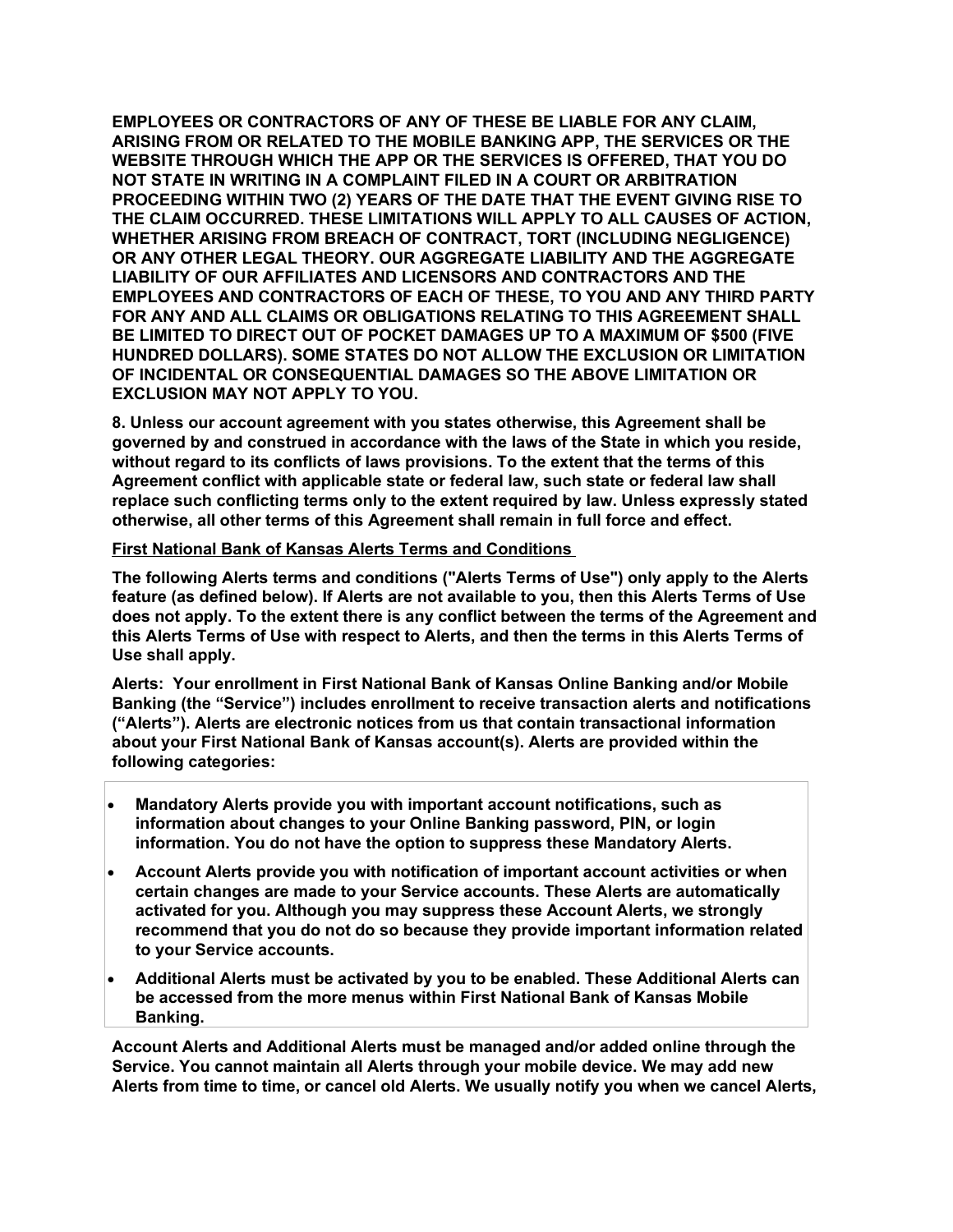**EMPLOYEES OR CONTRACTORS OF ANY OF THESE BE LIABLE FOR ANY CLAIM, ARISING FROM OR RELATED TO THE MOBILE BANKING APP, THE SERVICES OR THE WEBSITE THROUGH WHICH THE APP OR THE SERVICES IS OFFERED, THAT YOU DO NOT STATE IN WRITING IN A COMPLAINT FILED IN A COURT OR ARBITRATION PROCEEDING WITHIN TWO (2) YEARS OF THE DATE THAT THE EVENT GIVING RISE TO THE CLAIM OCCURRED. THESE LIMITATIONS WILL APPLY TO ALL CAUSES OF ACTION, WHETHER ARISING FROM BREACH OF CONTRACT, TORT (INCLUDING NEGLIGENCE) OR ANY OTHER LEGAL THEORY. OUR AGGREGATE LIABILITY AND THE AGGREGATE LIABILITY OF OUR AFFILIATES AND LICENSORS AND CONTRACTORS AND THE EMPLOYEES AND CONTRACTORS OF EACH OF THESE, TO YOU AND ANY THIRD PARTY FOR ANY AND ALL CLAIMS OR OBLIGATIONS RELATING TO THIS AGREEMENT SHALL BE LIMITED TO DIRECT OUT OF POCKET DAMAGES UP TO A MAXIMUM OF $500 (FIVE HUNDRED DOLLARS). SOME STATES DO NOT ALLOW THE EXCLUSION OR LIMITATION OF INCIDENTAL OR CONSEQUENTIAL DAMAGES SO THE ABOVE LIMITATION OR EXCLUSION MAY NOT APPLY TO YOU.**

**8. Unless our account agreement with you states otherwise, this Agreement shall be governed by and construed in accordance with the laws of the State in which you reside, without regard to its conflicts of laws provisions. To the extent that the terms of this Agreement conflict with applicable state or federal law, such state or federal law shall replace such conflicting terms only to the extent required by law. Unless expressly stated otherwise, all other terms of this Agreement shall remain in full force and effect.**

**First National Bank of Kansas Alerts Terms and Conditions**

**The following Alerts terms and conditions ("Alerts Terms of Use") only apply to the Alerts feature (as defined below). If Alerts are not available to you, then this Alerts Terms of Use does not apply. To the extent there is any conflict between the terms of the Agreement and this Alerts Terms of Use with respect to Alerts, and then the terms in this Alerts Terms of Use shall apply.**

**Alerts: Your enrollment in First National Bank of Kansas Online Banking and/or Mobile Banking (the "Service") includes enrollment to receive transaction alerts and notifications ("Alerts"). Alerts are electronic notices from us that contain transactional information about your First National Bank of Kansas account(s). Alerts are provided within the following categories:**

- **Mandatory Alerts provide you with important account notifications, such as information about changes to your Online Banking password, PIN, or login information. You do not have the option to suppress these Mandatory Alerts.**
- **Account Alerts provide you with notification of important account activities or when certain changes are made to your Service accounts. These Alerts are automatically activated for you. Although you may suppress these Account Alerts, we strongly recommend that you do not do so because they provide important information related to your Service accounts.**
- **Additional Alerts must be activated by you to be enabled. These Additional Alerts can be accessed from the more menus within First National Bank of Kansas Mobile Banking.**

**Account Alerts and Additional Alerts must be managed and/or added online through the Service. You cannot maintain all Alerts through your mobile device. We may add new Alerts from time to time, or cancel old Alerts. We usually notify you when we cancel Alerts,**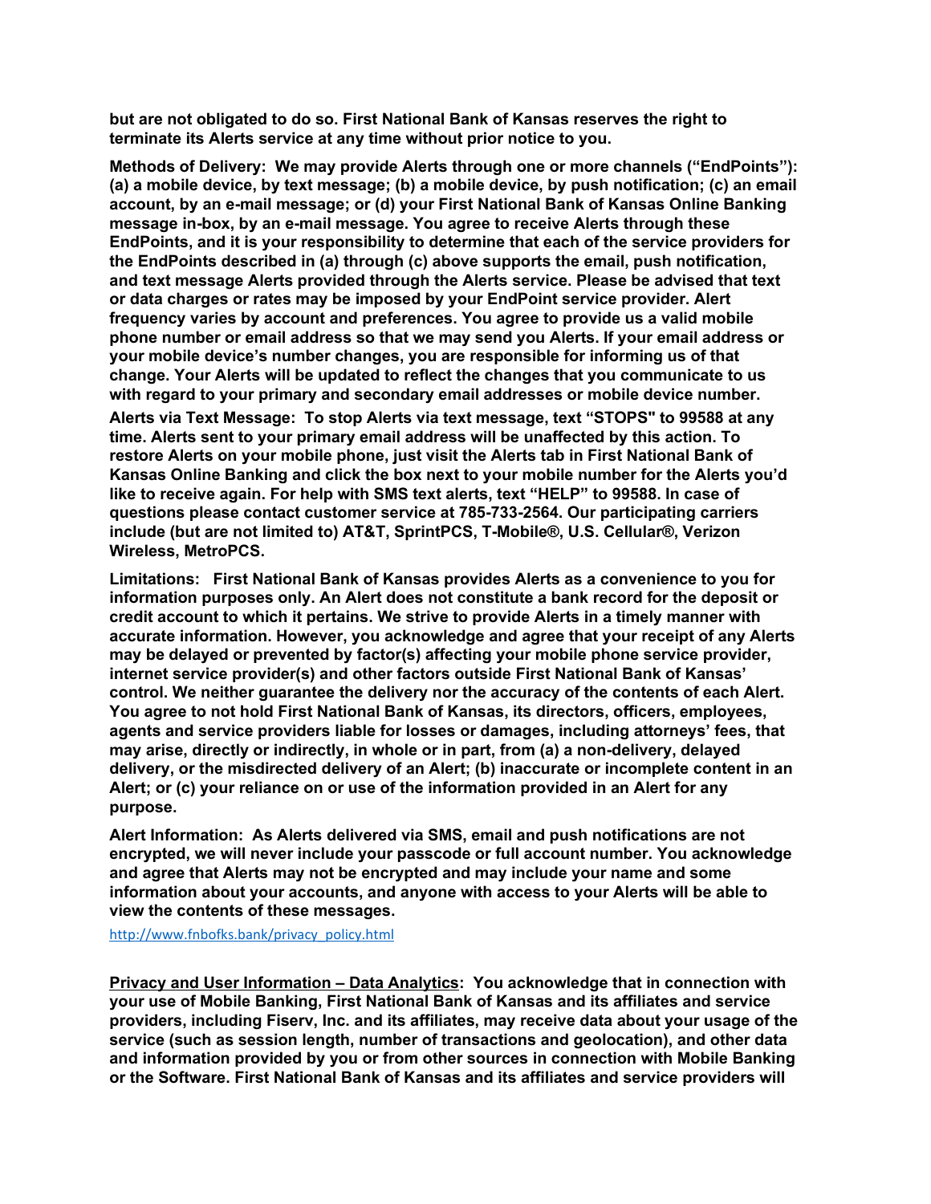**but are not obligated to do so. First National Bank of Kansas reserves the right to terminate its Alerts service at any time without prior notice to you.**

**Methods of Delivery: We may provide Alerts through one or more channels ("EndPoints"): (a) a mobile device, by text message; (b) a mobile device, by push notification; (c) an email account, by an e-mail message; or (d) your First National Bank of Kansas Online Banking message in-box, by an e-mail message. You agree to receive Alerts through these EndPoints, and it is your responsibility to determine that each of the service providers for the EndPoints described in (a) through (c) above supports the email, push notification, and text message Alerts provided through the Alerts service. Please be advised that text or data charges or rates may be imposed by your EndPoint service provider. Alert frequency varies by account and preferences. You agree to provide us a valid mobile phone number or email address so that we may send you Alerts. If your email address or your mobile device's number changes, you are responsible for informing us of that change. Your Alerts will be updated to reflect the changes that you communicate to us with regard to your primary and secondary email addresses or mobile device number.**

**Alerts via Text Message: To stop Alerts via text message, text "STOPS" to 99588 at any time. Alerts sent to your primary email address will be unaffected by this action. To restore Alerts on your mobile phone, just visit the Alerts tab in First National Bank of Kansas Online Banking and click the box next to your mobile number for the Alerts you'd like to receive again. For help with SMS text alerts, text "HELP" to 99588. In case of questions please contact customer service at 785-733-2564. Our participating carriers include (but are not limited to) AT&T, SprintPCS, T-Mobile®, U.S. Cellular®, Verizon Wireless, MetroPCS.**

**Limitations: First National Bank of Kansas provides Alerts as a convenience to you for information purposes only. An Alert does not constitute a bank record for the deposit or credit account to which it pertains. We strive to provide Alerts in a timely manner with accurate information. However, you acknowledge and agree that your receipt of any Alerts may be delayed or prevented by factor(s) affecting your mobile phone service provider, internet service provider(s) and other factors outside First National Bank of Kansas' control. We neither guarantee the delivery nor the accuracy of the contents of each Alert. You agree to not hold First National Bank of Kansas, its directors, officers, employees, agents and service providers liable for losses or damages, including attorneys' fees, that may arise, directly or indirectly, in whole or in part, from (a) a non-delivery, delayed delivery, or the misdirected delivery of an Alert; (b) inaccurate or incomplete content in an Alert; or (c) your reliance on or use of the information provided in an Alert for any purpose.**

**Alert Information: As Alerts delivered via SMS, email and push notifications are not encrypted, we will never include your passcode or full account number. You acknowledge and agree that Alerts may not be encrypted and may include your name and some information about your accounts, and anyone with access to your Alerts will be able to view the contents of these messages.**

http://www.fnbofks.bank/privacy_policy.html

**Privacy and User Information – Data Analytics: You acknowledge that in connection with your use of Mobile Banking, First National Bank of Kansas and its affiliates and service providers, including Fiserv, Inc. and its affiliates, may receive data about your usage of the service (such as session length, number of transactions and geolocation), and other data and information provided by you or from other sources in connection with Mobile Banking or the Software. First National Bank of Kansas and its affiliates and service providers will**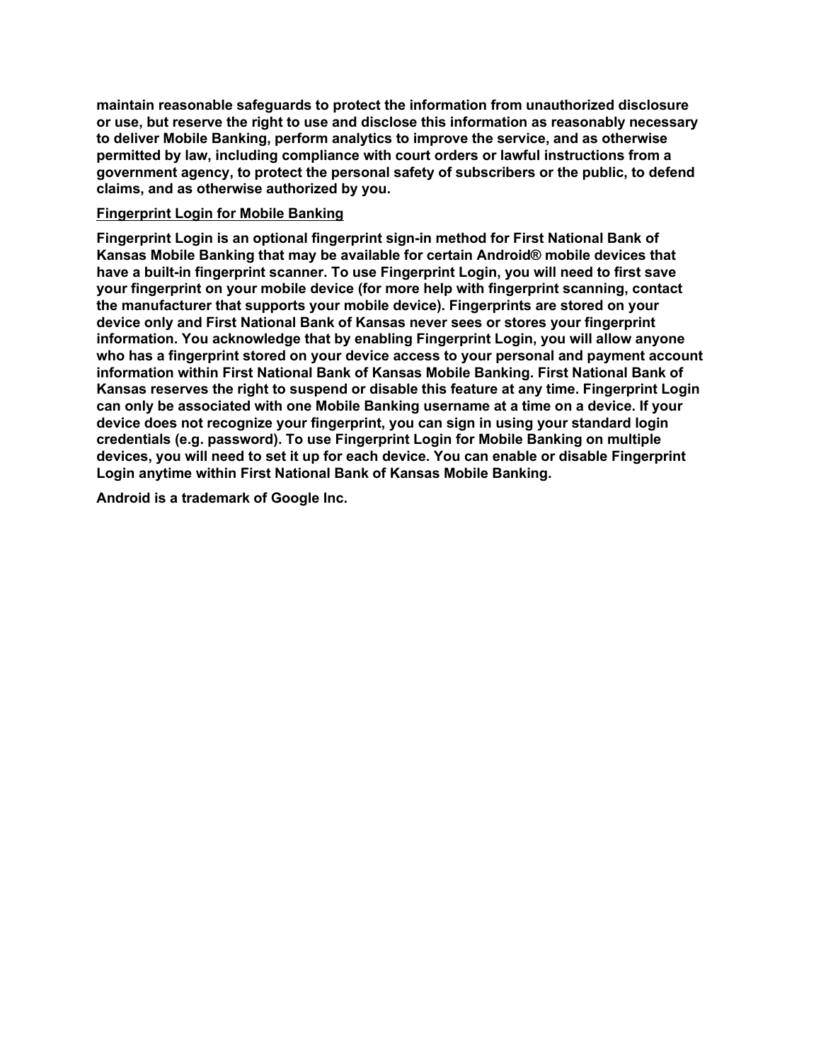**maintain reasonable safeguards to protect the information from unauthorized disclosure or use, but reserve the right to use and disclose this information as reasonably necessary to deliver Mobile Banking, perform analytics to improve the service, and as otherwise permitted by law, including compliance with court orders or lawful instructions from a government agency, to protect the personal safety of subscribers or the public, to defend claims, and as otherwise authorized by you.**

**<u>Fingerprint Login for Mobile Banking</u>**

**Fingerprint Login is an optional fingerprint sign-in method for First National Bank of Kansas Mobile Banking that may be available for certain Android® mobile devices that have a built-in fingerprint scanner. To use Fingerprint Login, you will need to first save your fingerprint on your mobile device (for more help with fingerprint scanning, contact the manufacturer that supports your mobile device). Fingerprints are stored on your device only and First National Bank of Kansas never sees or stores your fingerprint information. You acknowledge that by enabling Fingerprint Login, you will allow anyone who has a fingerprint stored on your device access to your personal and payment account information within First National Bank of Kansas Mobile Banking. First National Bank of Kansas reserves the right to suspend or disable this feature at any time. Fingerprint Login can only be associated with one Mobile Banking username at a time on a device. If your device does not recognize your fingerprint, you can sign in using your standard login credentials (e.g. password). To use Fingerprint Login for Mobile Banking on multiple devices, you will need to set it up for each device. You can enable or disable Fingerprint Login anytime within First National Bank of Kansas Mobile Banking.**

**Android is a trademark of Google Inc.**